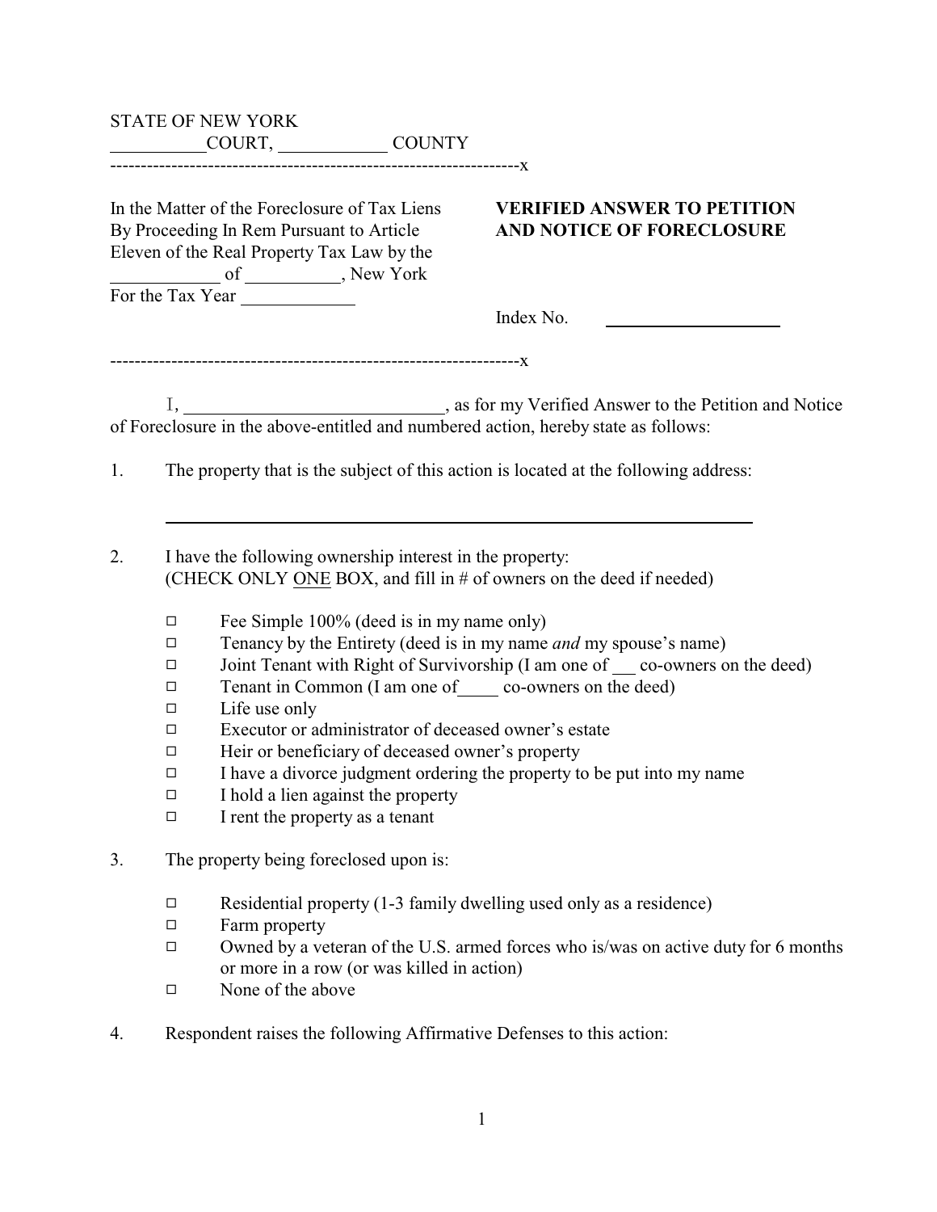STATE OF NEW YORK
__________COURT, ___________ COUNTY
------------------------------------------------------------------x

In the Matter of the Foreclosure of Tax Liens By Proceeding In Rem Pursuant to Article Eleven of the Real Property Tax Law by the ___________ of __________, New York For the Tax Year ____________

**VERIFIED ANSWER TO PETITION AND NOTICE OF FORECLOSURE**

Index No. ___________________

------------------------------------------------------------------x

I, ____________________________, as for my Verified Answer to the Petition and Notice of Foreclosure in the above-entitled and numbered action, hereby state as follows:

1. The property that is the subject of this action is located at the following address:

   ______________________________________________________________

2. I have the following ownership interest in the property:
   (CHECK ONLY ONE BOX, and fill in # of owners on the deed if needed)

   - ☐ Fee Simple 100% (deed is in my name only)
   - ☐ Tenancy by the Entirety (deed is in my name *and* my spouse's name)
   - ☐ Joint Tenant with Right of Survivorship (I am one of ___ co-owners on the deed)
   - ☐ Tenant in Common (I am one of____ co-owners on the deed)
   - ☐ Life use only
   - ☐ Executor or administrator of deceased owner's estate
   - ☐ Heir or beneficiary of deceased owner's property
   - ☐ I have a divorce judgment ordering the property to be put into my name
   - ☐ I hold a lien against the property
   - ☐ I rent the property as a tenant

3. The property being foreclosed upon is:

   - ☐ Residential property (1-3 family dwelling used only as a residence)
   - ☐ Farm property
   - ☐ Owned by a veteran of the U.S. armed forces who is/was on active duty for 6 months or more in a row (or was killed in action)
   - ☐ None of the above

4. Respondent raises the following Affirmative Defenses to this action: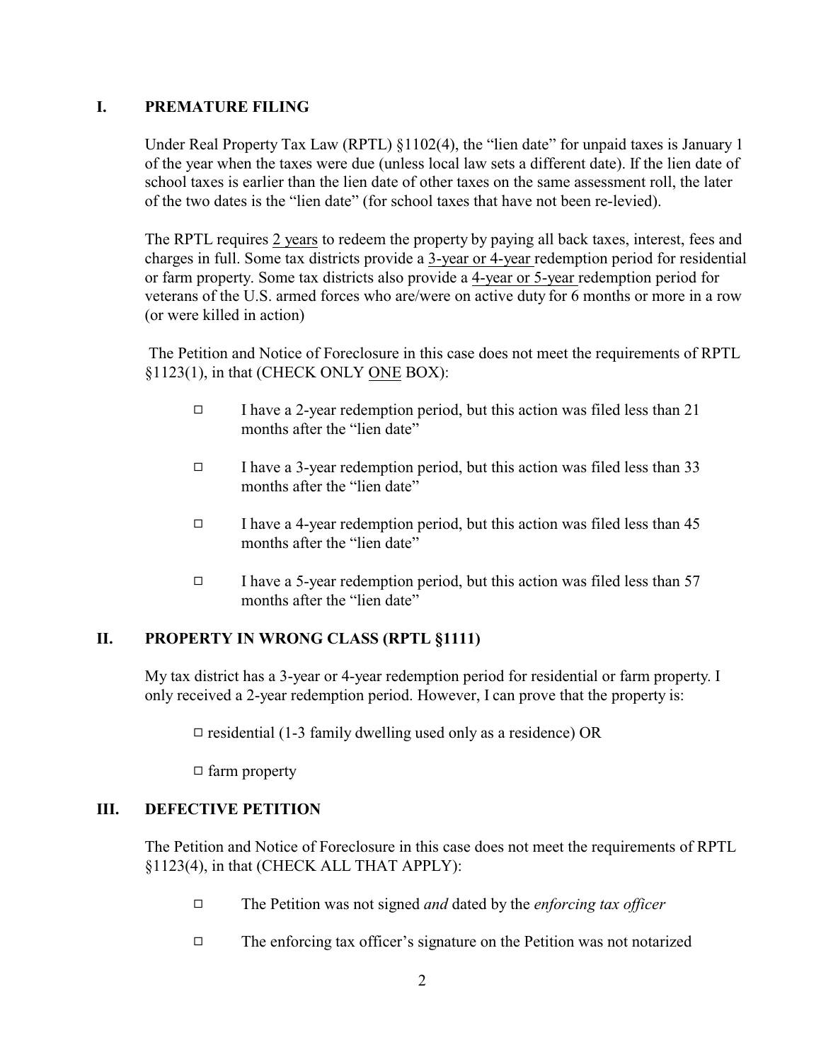## I. PREMATURE FILING

Under Real Property Tax Law (RPTL) §1102(4), the "lien date" for unpaid taxes is January 1 of the year when the taxes were due (unless local law sets a different date). If the lien date of school taxes is earlier than the lien date of other taxes on the same assessment roll, the later of the two dates is the "lien date" (for school taxes that have not been re-levied).

The RPTL requires <u>2 years</u> to redeem the property by paying all back taxes, interest, fees and charges in full. Some tax districts provide a <u>3-year or 4-year</u> redemption period for residential or farm property. Some tax districts also provide a <u>4-year or 5-year</u> redemption period for veterans of the U.S. armed forces who are/were on active duty for 6 months or more in a row (or were killed in action)

The Petition and Notice of Foreclosure in this case does not meet the requirements of RPTL §1123(1), in that (CHECK ONLY <u>ONE</u> BOX):

- ☐ I have a 2-year redemption period, but this action was filed less than 21 months after the "lien date"
- ☐ I have a 3-year redemption period, but this action was filed less than 33 months after the "lien date"
- ☐ I have a 4-year redemption period, but this action was filed less than 45 months after the "lien date"
- ☐ I have a 5-year redemption period, but this action was filed less than 57 months after the "lien date"

## II. PROPERTY IN WRONG CLASS (RPTL §1111)

My tax district has a 3-year or 4-year redemption period for residential or farm property. I only received a 2-year redemption period. However, I can prove that the property is:

☐ residential (1-3 family dwelling used only as a residence) OR

☐ farm property

## III. DEFECTIVE PETITION

The Petition and Notice of Foreclosure in this case does not meet the requirements of RPTL §1123(4), in that (CHECK ALL THAT APPLY):

- ☐ The Petition was not signed *and* dated by the *enforcing tax officer*
- ☐ The enforcing tax officer's signature on the Petition was not notarized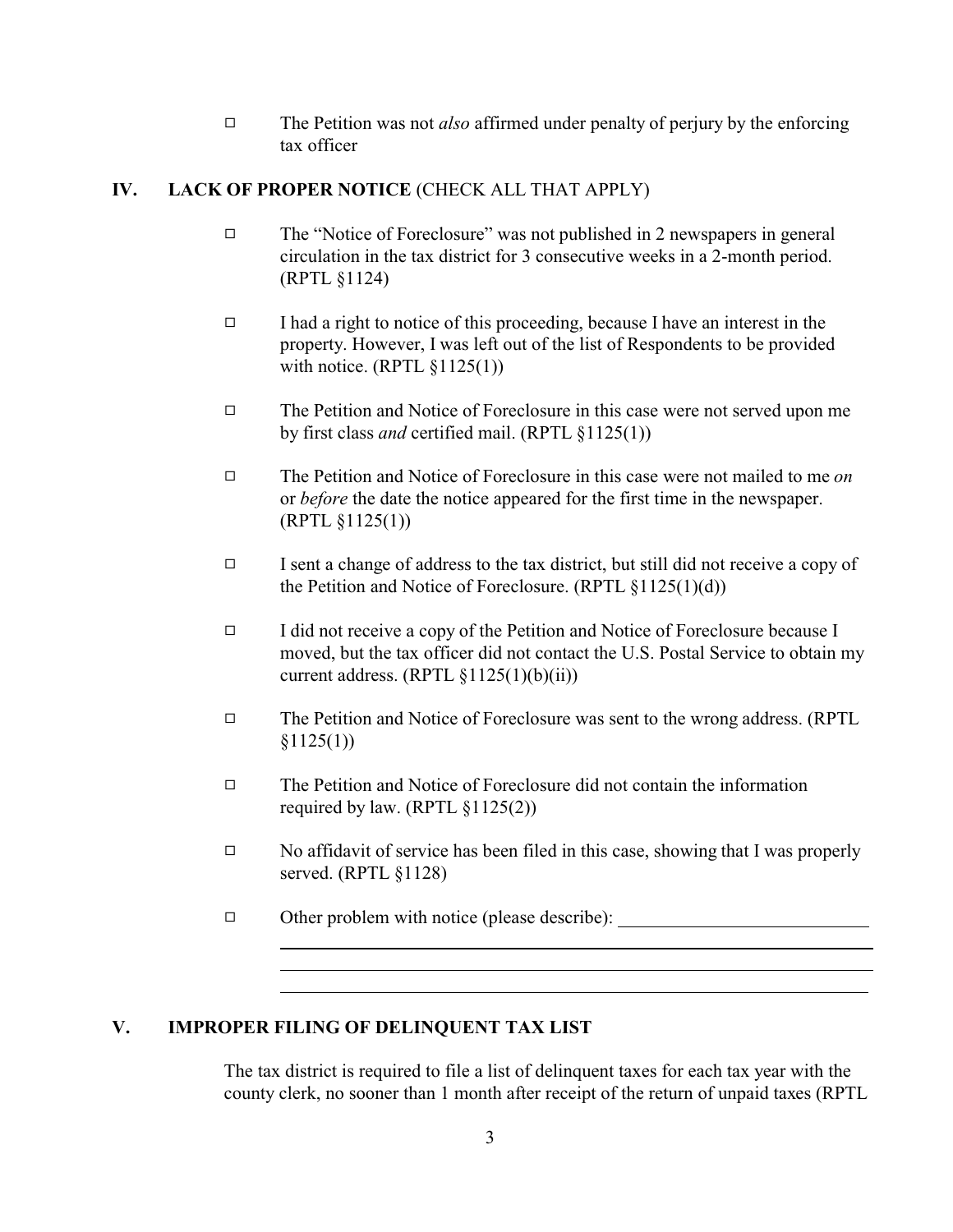- ☐ The Petition was not *also* affirmed under penalty of perjury by the enforcing tax officer

## IV. LACK OF PROPER NOTICE (CHECK ALL THAT APPLY)

- ☐ The "Notice of Foreclosure" was not published in 2 newspapers in general circulation in the tax district for 3 consecutive weeks in a 2-month period. (RPTL §1124)

- ☐ I had a right to notice of this proceeding, because I have an interest in the property. However, I was left out of the list of Respondents to be provided with notice. (RPTL §1125(1))

- ☐ The Petition and Notice of Foreclosure in this case were not served upon me by first class *and* certified mail. (RPTL §1125(1))

- ☐ The Petition and Notice of Foreclosure in this case were not mailed to me *on* or *before* the date the notice appeared for the first time in the newspaper. (RPTL §1125(1))

- ☐ I sent a change of address to the tax district, but still did not receive a copy of the Petition and Notice of Foreclosure. (RPTL §1125(1)(d))

- ☐ I did not receive a copy of the Petition and Notice of Foreclosure because I moved, but the tax officer did not contact the U.S. Postal Service to obtain my current address. (RPTL §1125(1)(b)(ii))

- ☐ The Petition and Notice of Foreclosure was sent to the wrong address. (RPTL §1125(1))

- ☐ The Petition and Notice of Foreclosure did not contain the information required by law. (RPTL §1125(2))

- ☐ No affidavit of service has been filed in this case, showing that I was properly served. (RPTL §1128)

- ☐ Other problem with notice (please describe): ____________________________

  ____________________________________________________________

  ____________________________________________________________

  ____________________________________________________________

## V. IMPROPER FILING OF DELINQUENT TAX LIST

The tax district is required to file a list of delinquent taxes for each tax year with the county clerk, no sooner than 1 month after receipt of the return of unpaid taxes (RPTL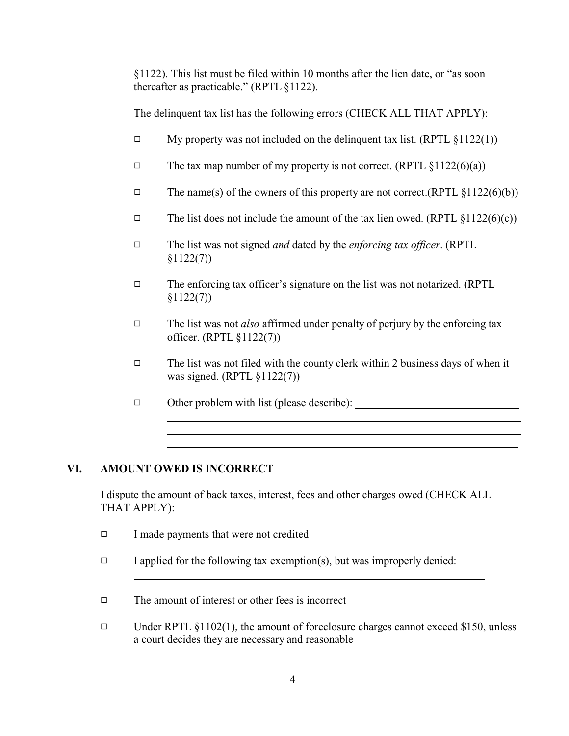§1122). This list must be filed within 10 months after the lien date, or "as soon thereafter as practicable." (RPTL §1122).

The delinquent tax list has the following errors (CHECK ALL THAT APPLY):

- ◻ My property was not included on the delinquent tax list. (RPTL §1122(1))
- ◻ The tax map number of my property is not correct. (RPTL §1122(6)(a))
- ◻ The name(s) of the owners of this property are not correct.(RPTL §1122(6)(b))
- ◻ The list does not include the amount of the tax lien owed. (RPTL §1122(6)(c))
- ◻ The list was not signed *and* dated by the *enforcing tax officer*. (RPTL §1122(7))
- ◻ The enforcing tax officer's signature on the list was not notarized. (RPTL §1122(7))
- ◻ The list was not *also* affirmed under penalty of perjury by the enforcing tax officer. (RPTL §1122(7))
- ◻ The list was not filed with the county clerk within 2 business days of when it was signed. (RPTL §1122(7))
- ◻ Other problem with list (please describe): ______________________________

  ______________________________________________________________

  ______________________________________________________________

  ______________________________________________________________

## VI. AMOUNT OWED IS INCORRECT

I dispute the amount of back taxes, interest, fees and other charges owed (CHECK ALL THAT APPLY):

- ◻ I made payments that were not credited
- ◻ I applied for the following tax exemption(s), but was improperly denied:

  ______________________________________________________________

- ◻ The amount of interest or other fees is incorrect
- ◻ Under RPTL §1102(1), the amount of foreclosure charges cannot exceed $150, unless a court decides they are necessary and reasonable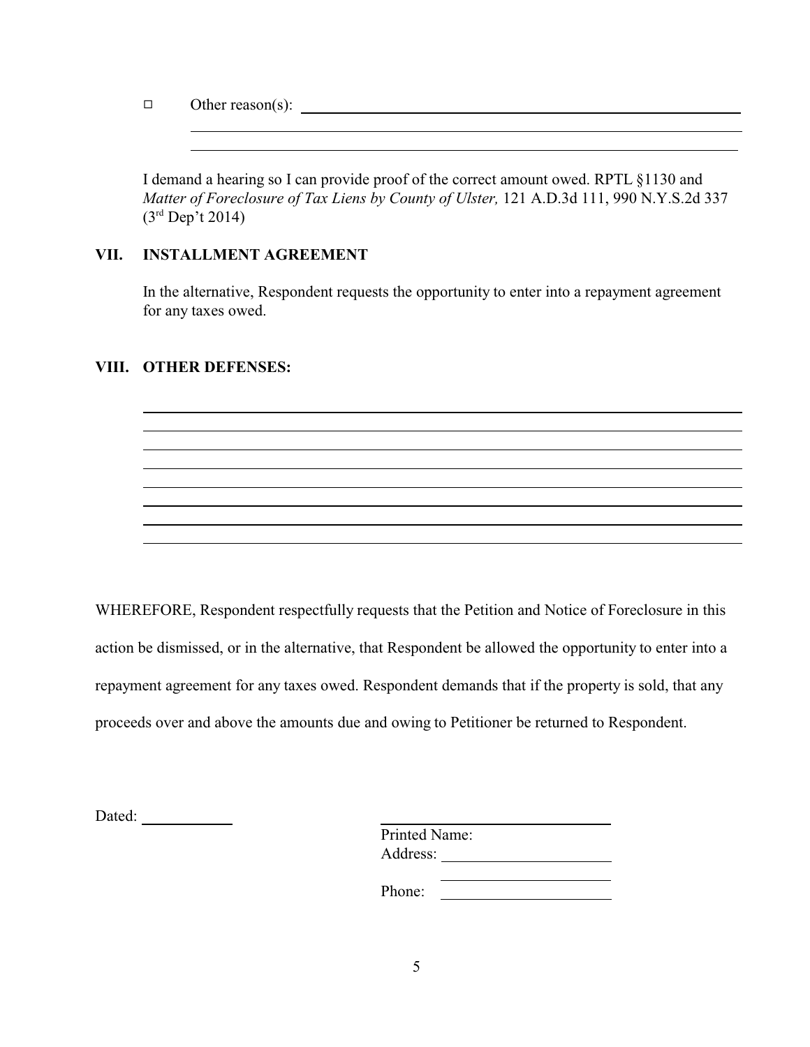☐ Other reason(s): ______________________________________________

______________________________________________

______________________________________________

I demand a hearing so I can provide proof of the correct amount owed. RPTL §1130 and *Matter of Foreclosure of Tax Liens by County of Ulster,* 121 A.D.3d 111, 990 N.Y.S.2d 337 (3rd Dep't 2014)

## VII. INSTALLMENT AGREEMENT

In the alternative, Respondent requests the opportunity to enter into a repayment agreement for any taxes owed.

## VIII. OTHER DEFENSES:

______________________________________________

______________________________________________

______________________________________________

______________________________________________

______________________________________________

______________________________________________

______________________________________________

______________________________________________

WHEREFORE, Respondent respectfully requests that the Petition and Notice of Foreclosure in this action be dismissed, or in the alternative, that Respondent be allowed the opportunity to enter into a repayment agreement for any taxes owed. Respondent demands that if the property is sold, that any proceeds over and above the amounts due and owing to Petitioner be returned to Respondent.

Dated: ____________

______________________________

Printed Name:

Address: ______________________

______________________

Phone: ______________________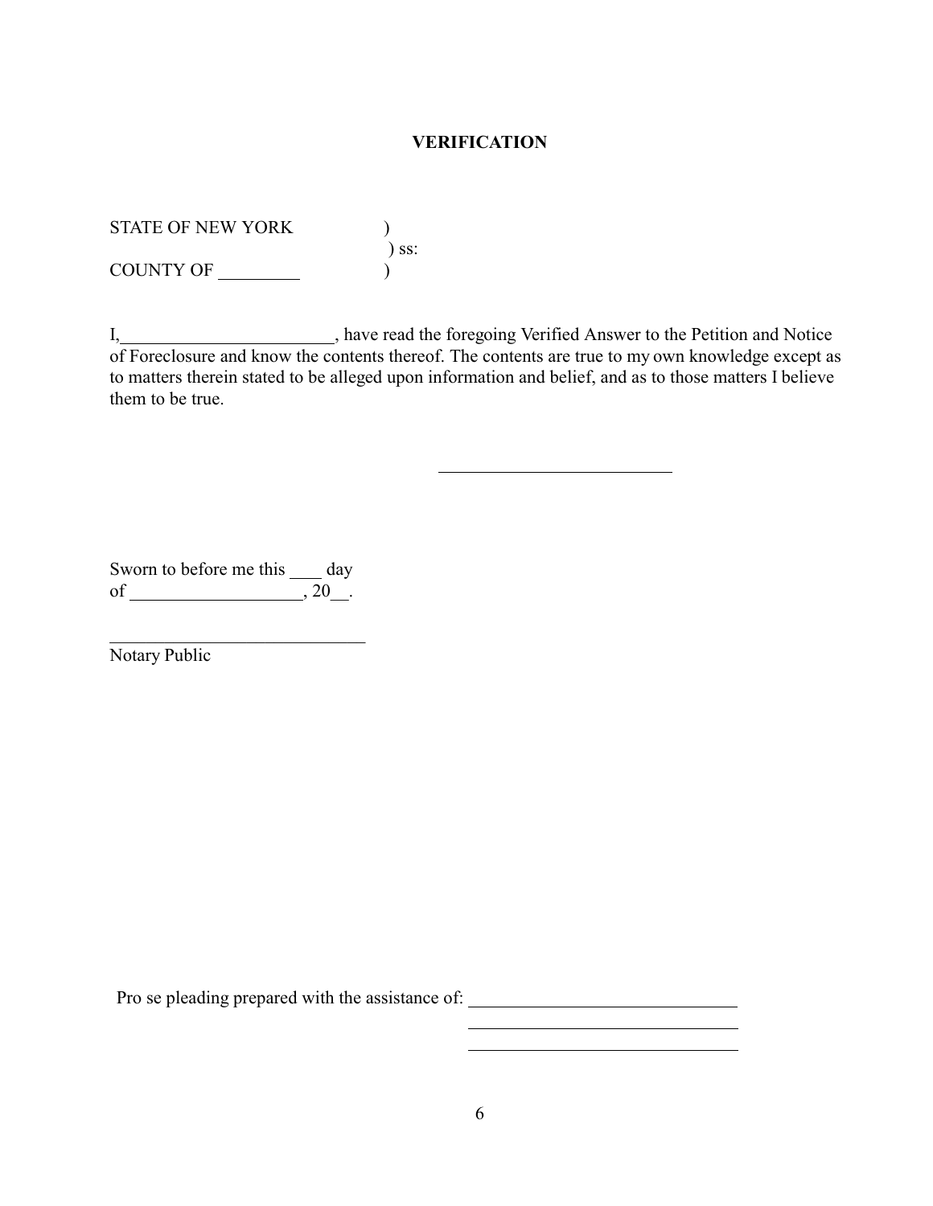**VERIFICATION**

STATE OF NEW YORK )
) ss:
COUNTY OF _________ )

I,________________________, have read the foregoing Verified Answer to the Petition and Notice of Foreclosure and know the contents thereof. The contents are true to my own knowledge except as to matters therein stated to be alleged upon information and belief, and as to those matters I believe them to be true.

___________________________

Sworn to before me this ____ day
of ___________________, 20__.

______________________________
Notary Public

Pro se pleading prepared with the assistance of: ______________________________
______________________________
______________________________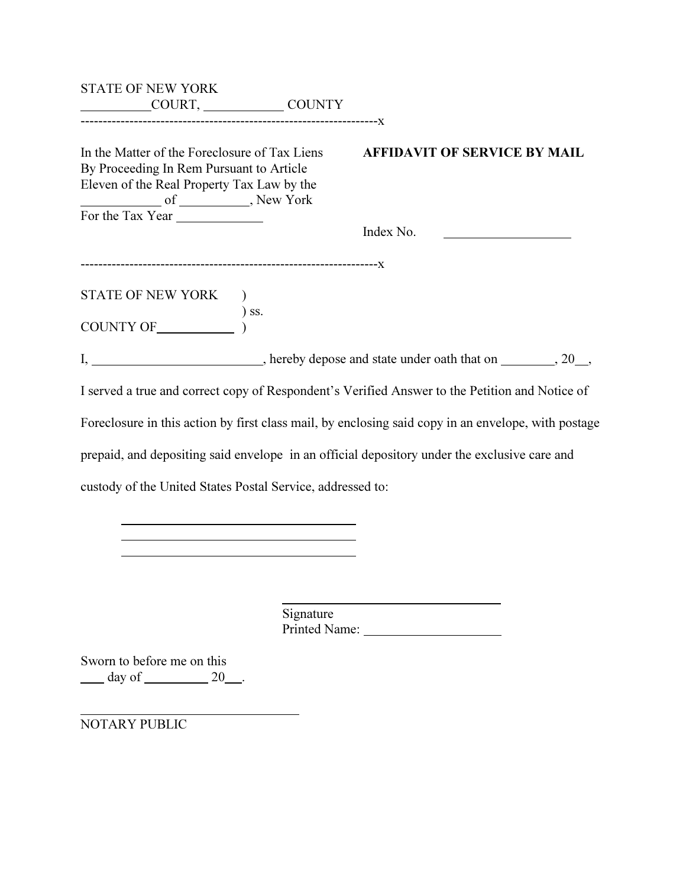STATE OF NEW YORK
__________ COURT, ___________ COUNTY

-------------------------------------------------------------------x

In the Matter of the Foreclosure of Tax Liens By Proceeding In Rem Pursuant to Article Eleven of the Real Property Tax Law by the ___________ of __________, New York For the Tax Year ____________

**AFFIDAVIT OF SERVICE BY MAIL**

Index No. ____________________

-------------------------------------------------------------------x

STATE OF NEW YORK )
) ss.
COUNTY OF___________ )

I, _________________________, hereby depose and state under oath that on ________, 20__, I served a true and correct copy of Respondent's Verified Answer to the Petition and Notice of Foreclosure in this action by first class mail, by enclosing said copy in an envelope, with postage prepaid, and depositing said envelope in an official depository under the exclusive care and custody of the United States Postal Service, addressed to:

____________________________________
____________________________________
____________________________________

____________________________________
Signature
Printed Name: ____________________

Sworn to before me on this
____ day of __________ 20___.

____________________________________
NOTARY PUBLIC